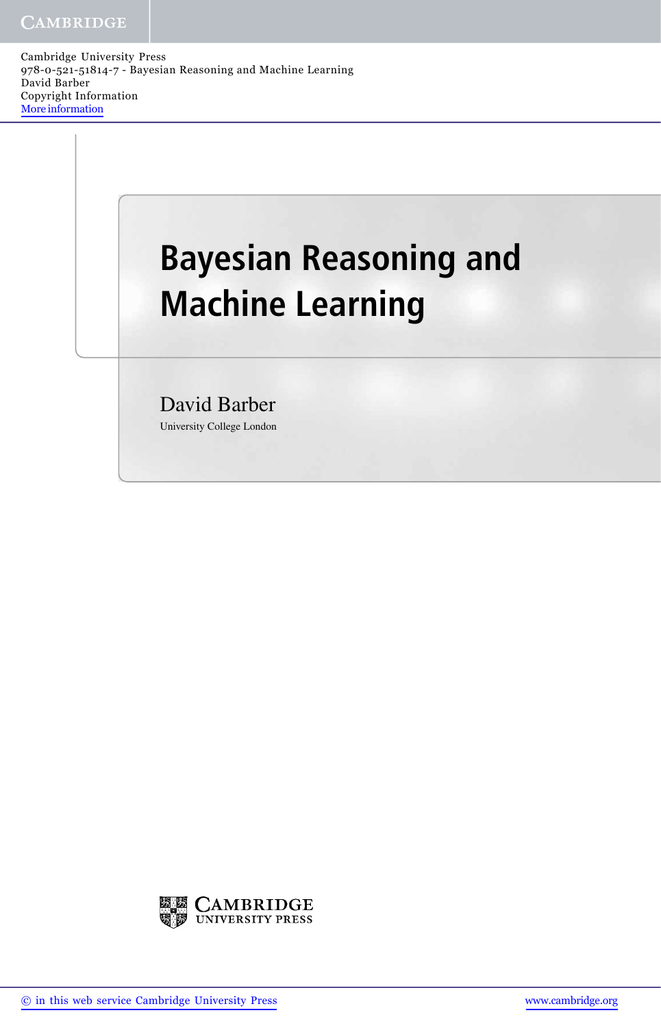Cambridge University Press
978-0-521-51814-7 - Bayesian Reasoning and Machine Learning
David Barber
Copyright Information
More information

# Bayesian Reasoning and Machine Learning

David Barber
University College London

CAMBRIDGE UNIVERSITY PRESS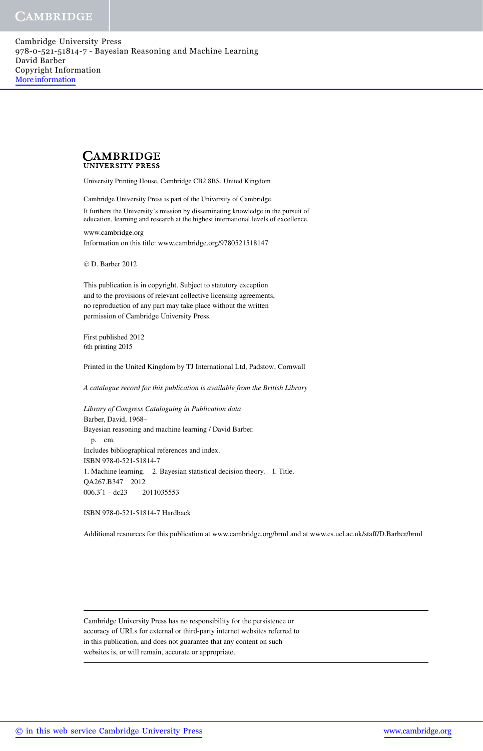Cambridge University Press
978-0-521-51814-7 - Bayesian Reasoning and Machine Learning
David Barber
Copyright Information
More information

**CAMBRIDGE**
**UNIVERSITY PRESS**

University Printing House, Cambridge CB2 8BS, United Kingdom

Cambridge University Press is part of the University of Cambridge.

It furthers the University's mission by disseminating knowledge in the pursuit of education, learning and research at the highest international levels of excellence.

www.cambridge.org
Information on this title: www.cambridge.org/9780521518147

© D. Barber 2012

This publication is in copyright. Subject to statutory exception and to the provisions of relevant collective licensing agreements, no reproduction of any part may take place without the written permission of Cambridge University Press.

First published 2012
6th printing 2015

Printed in the United Kingdom by TJ International Ltd, Padstow, Cornwall

*A catalogue record for this publication is available from the British Library*

*Library of Congress Cataloguing in Publication data*
Barber, David, 1968–
Bayesian reasoning and machine learning / David Barber.
p. cm.
Includes bibliographical references and index.
ISBN 978-0-521-51814-7
1. Machine learning. 2. Bayesian statistical decision theory. I. Title.
QA267.B347 2012
006.3′1 – dc23 2011035553

ISBN 978-0-521-51814-7 Hardback

Additional resources for this publication at www.cambridge.org/brml and at www.cs.ucl.ac.uk/staff/D.Barber/brml

---

Cambridge University Press has no responsibility for the persistence or accuracy of URLs for external or third-party internet websites referred to in this publication, and does not guarantee that any content on such websites is, or will remain, accurate or appropriate.

---